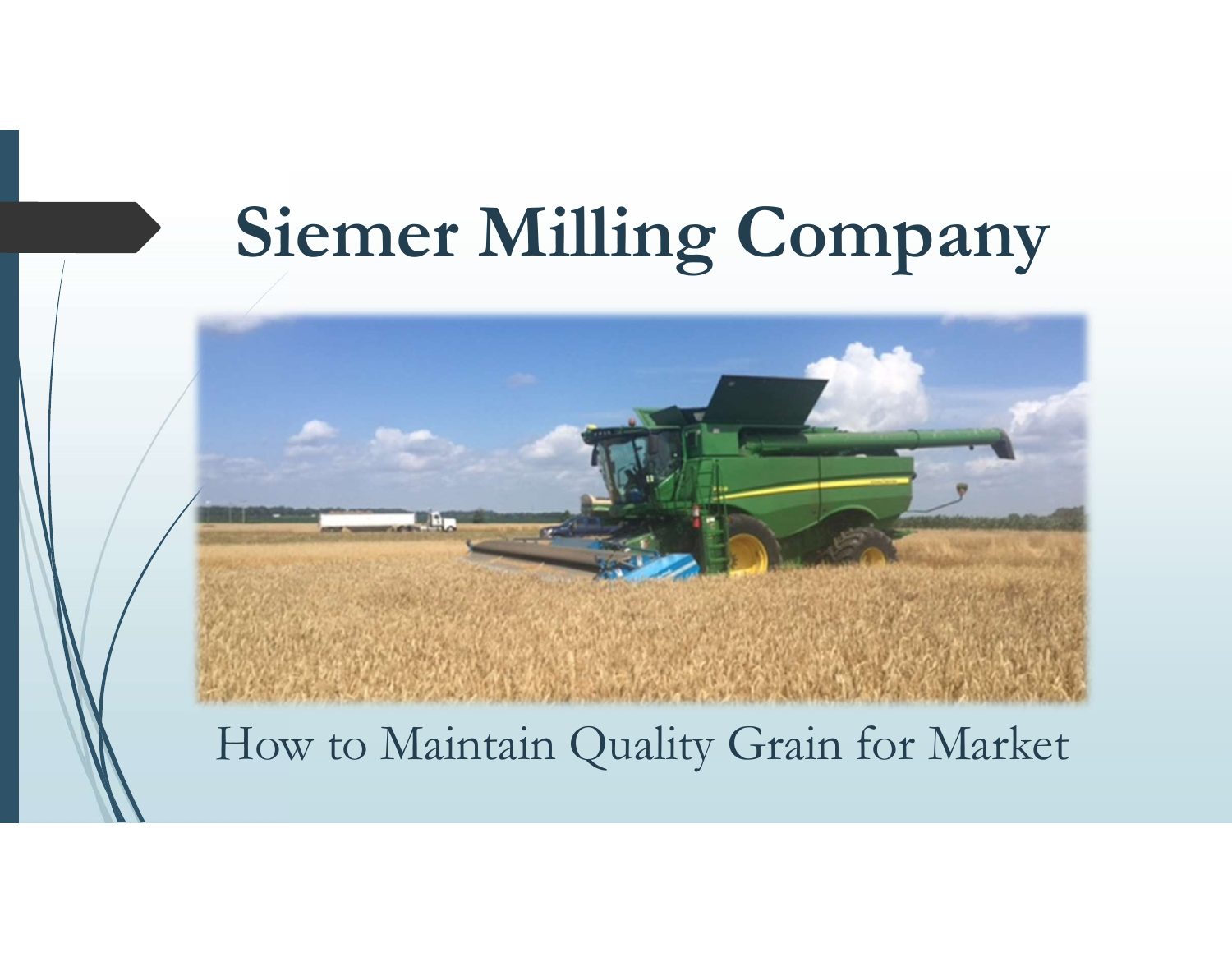# Siemer Milling Company

How to Maintain Quality Grain for Market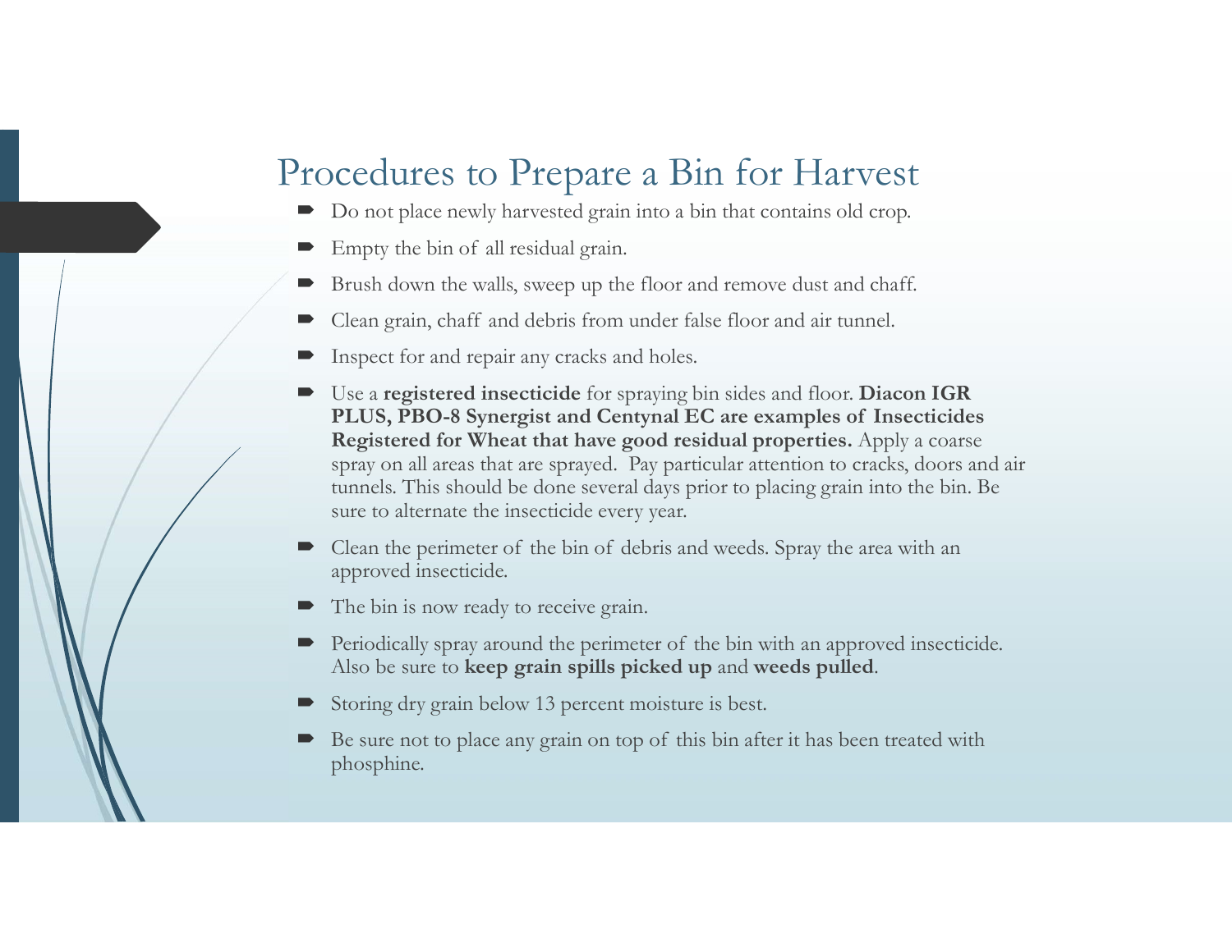# Procedures to Prepare a Bin for Harvest

- Do not place newly harvested grain into a bin that contains old crop.
- Empty the bin of all residual grain.
- Brush down the walls, sweep up the floor and remove dust and chaff.
- Clean grain, chaff and debris from under false floor and air tunnel.
- Inspect for and repair any cracks and holes.
- Use a **registered insecticide** for spraying bin sides and floor. **Diacon IGR PLUS, PBO-8 Synergist and Centynal EC are examples of Insecticides Registered for Wheat that have good residual properties.** Apply a coarse spray on all areas that are sprayed. Pay particular attention to cracks, doors and air tunnels. This should be done several days prior to placing grain into the bin. Be sure to alternate the insecticide every year.
- Clean the perimeter of the bin of debris and weeds. Spray the area with an approved insecticide.
- The bin is now ready to receive grain.
- Periodically spray around the perimeter of the bin with an approved insecticide. Also be sure to **keep grain spills picked up** and **weeds pulled**.
- Storing dry grain below 13 percent moisture is best.
- Be sure not to place any grain on top of this bin after it has been treated with phosphine.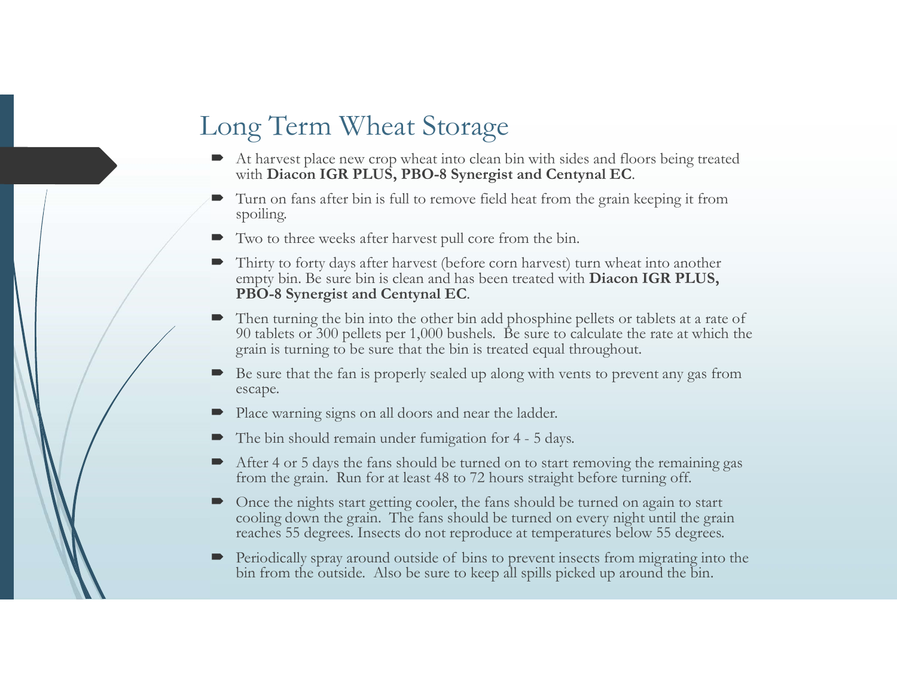# Long Term Wheat Storage

- At harvest place new crop wheat into clean bin with sides and floors being treated with **Diacon IGR PLUS, PBO-8 Synergist and Centynal EC**.
- Turn on fans after bin is full to remove field heat from the grain keeping it from spoiling.
- Two to three weeks after harvest pull core from the bin.
- Thirty to forty days after harvest (before corn harvest) turn wheat into another empty bin. Be sure bin is clean and has been treated with **Diacon IGR PLUS, PBO-8 Synergist and Centynal EC**.
- Then turning the bin into the other bin add phosphine pellets or tablets at a rate of 90 tablets or 300 pellets per 1,000 bushels. Be sure to calculate the rate at which the grain is turning to be sure that the bin is treated equal throughout.
- Be sure that the fan is properly sealed up along with vents to prevent any gas from escape.
- Place warning signs on all doors and near the ladder.
- The bin should remain under fumigation for 4 - 5 days.
- After 4 or 5 days the fans should be turned on to start removing the remaining gas from the grain. Run for at least 48 to 72 hours straight before turning off.
- Once the nights start getting cooler, the fans should be turned on again to start cooling down the grain. The fans should be turned on every night until the grain reaches 55 degrees. Insects do not reproduce at temperatures below 55 degrees.
- Periodically spray around outside of bins to prevent insects from migrating into the bin from the outside. Also be sure to keep all spills picked up around the bin.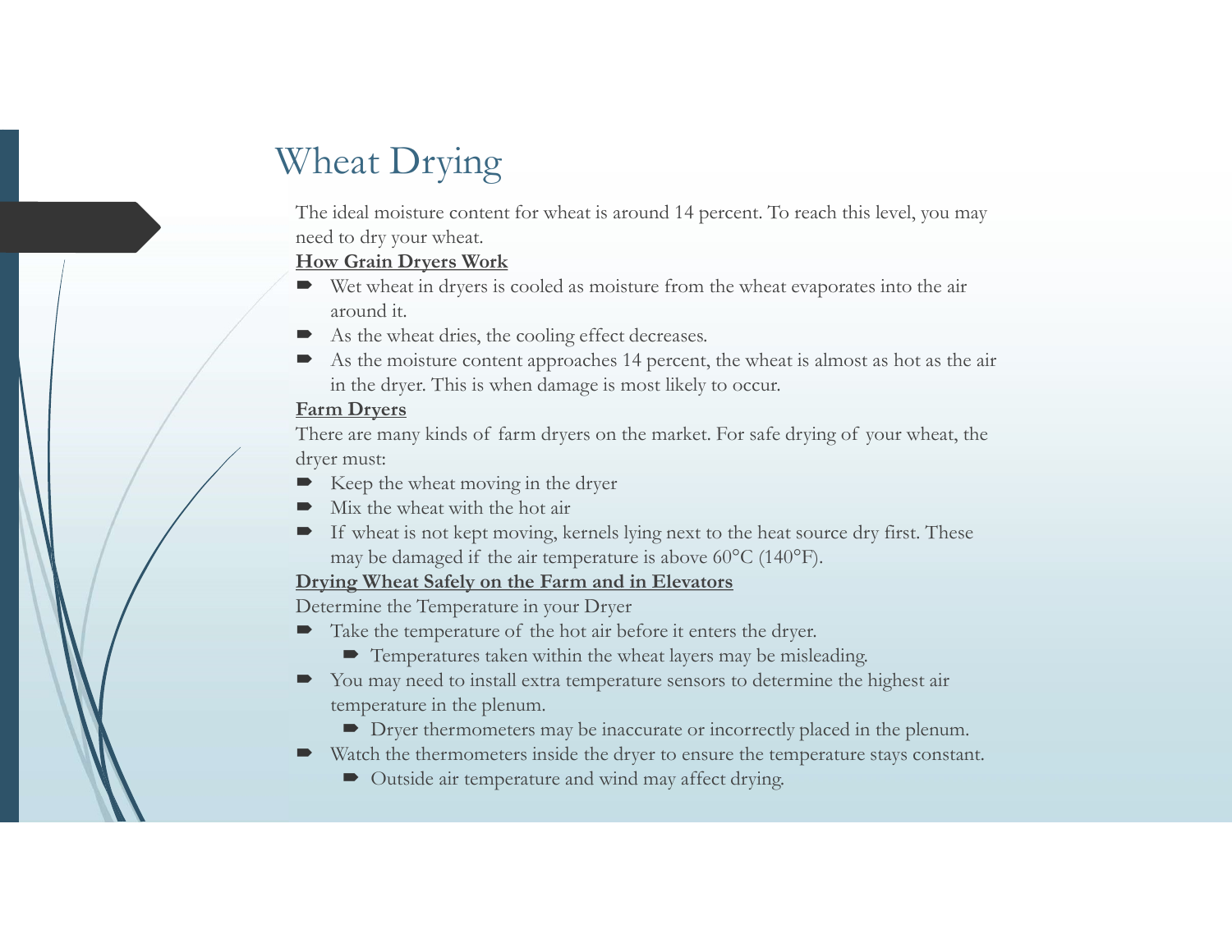# Wheat Drying

The ideal moisture content for wheat is around 14 percent. To reach this level, you may need to dry your wheat.

**How Grain Dryers Work**

- Wet wheat in dryers is cooled as moisture from the wheat evaporates into the air around it.
- As the wheat dries, the cooling effect decreases.
- As the moisture content approaches 14 percent, the wheat is almost as hot as the air in the dryer. This is when damage is most likely to occur.

**Farm Dryers**

There are many kinds of farm dryers on the market. For safe drying of your wheat, the dryer must:

- Keep the wheat moving in the dryer
- Mix the wheat with the hot air
- If wheat is not kept moving, kernels lying next to the heat source dry first. These may be damaged if the air temperature is above 60°C (140°F).

**Drying Wheat Safely on the Farm and in Elevators**

Determine the Temperature in your Dryer

- Take the temperature of the hot air before it enters the dryer.
  - Temperatures taken within the wheat layers may be misleading.
- You may need to install extra temperature sensors to determine the highest air temperature in the plenum.
  - Dryer thermometers may be inaccurate or incorrectly placed in the plenum.
- Watch the thermometers inside the dryer to ensure the temperature stays constant.
  - Outside air temperature and wind may affect drying.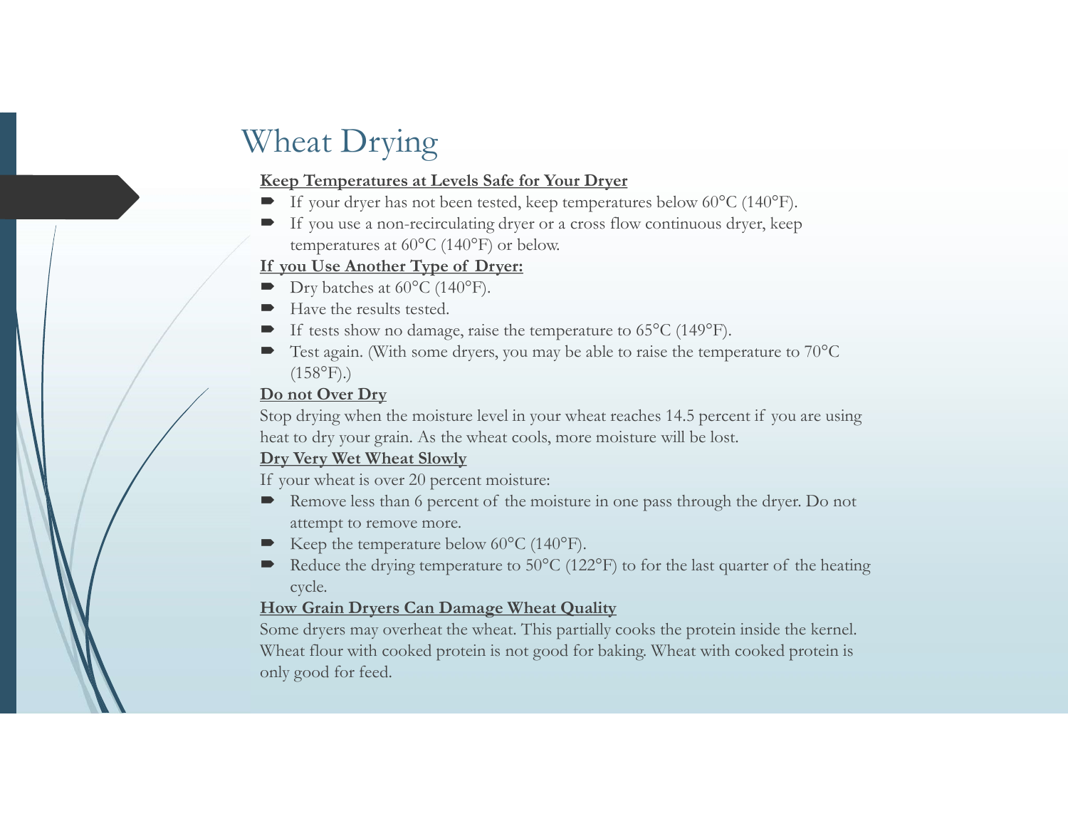# Wheat Drying

**Keep Temperatures at Levels Safe for Your Dryer**

- If your dryer has not been tested, keep temperatures below 60°C (140°F).
- If you use a non-recirculating dryer or a cross flow continuous dryer, keep temperatures at 60°C (140°F) or below.

**If you Use Another Type of Dryer:**

- Dry batches at 60°C (140°F).
- Have the results tested.
- If tests show no damage, raise the temperature to 65°C (149°F).
- Test again. (With some dryers, you may be able to raise the temperature to 70°C (158°F).)

**Do not Over Dry**

Stop drying when the moisture level in your wheat reaches 14.5 percent if you are using heat to dry your grain. As the wheat cools, more moisture will be lost.

**Dry Very Wet Wheat Slowly**

If your wheat is over 20 percent moisture:

- Remove less than 6 percent of the moisture in one pass through the dryer. Do not attempt to remove more.
- Keep the temperature below 60°C (140°F).
- Reduce the drying temperature to 50°C (122°F) to for the last quarter of the heating cycle.

**How Grain Dryers Can Damage Wheat Quality**

Some dryers may overheat the wheat. This partially cooks the protein inside the kernel. Wheat flour with cooked protein is not good for baking. Wheat with cooked protein is only good for feed.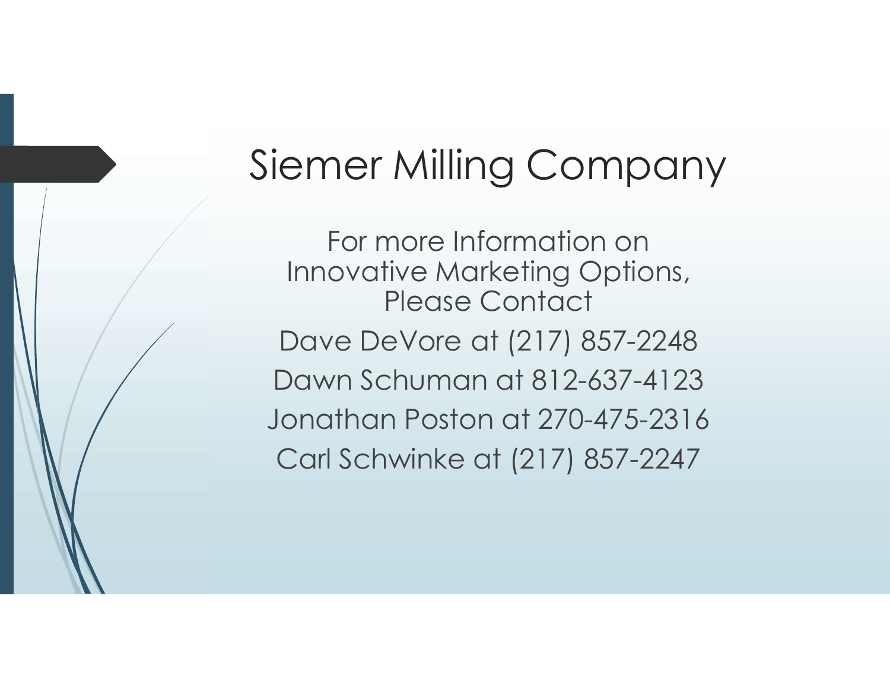# Siemer Milling Company

For more Information on Innovative Marketing Options, Please Contact

Dave DeVore at (217) 857-2248

Dawn Schuman at 812-637-4123

Jonathan Poston at 270-475-2316

Carl Schwinke at (217) 857-2247